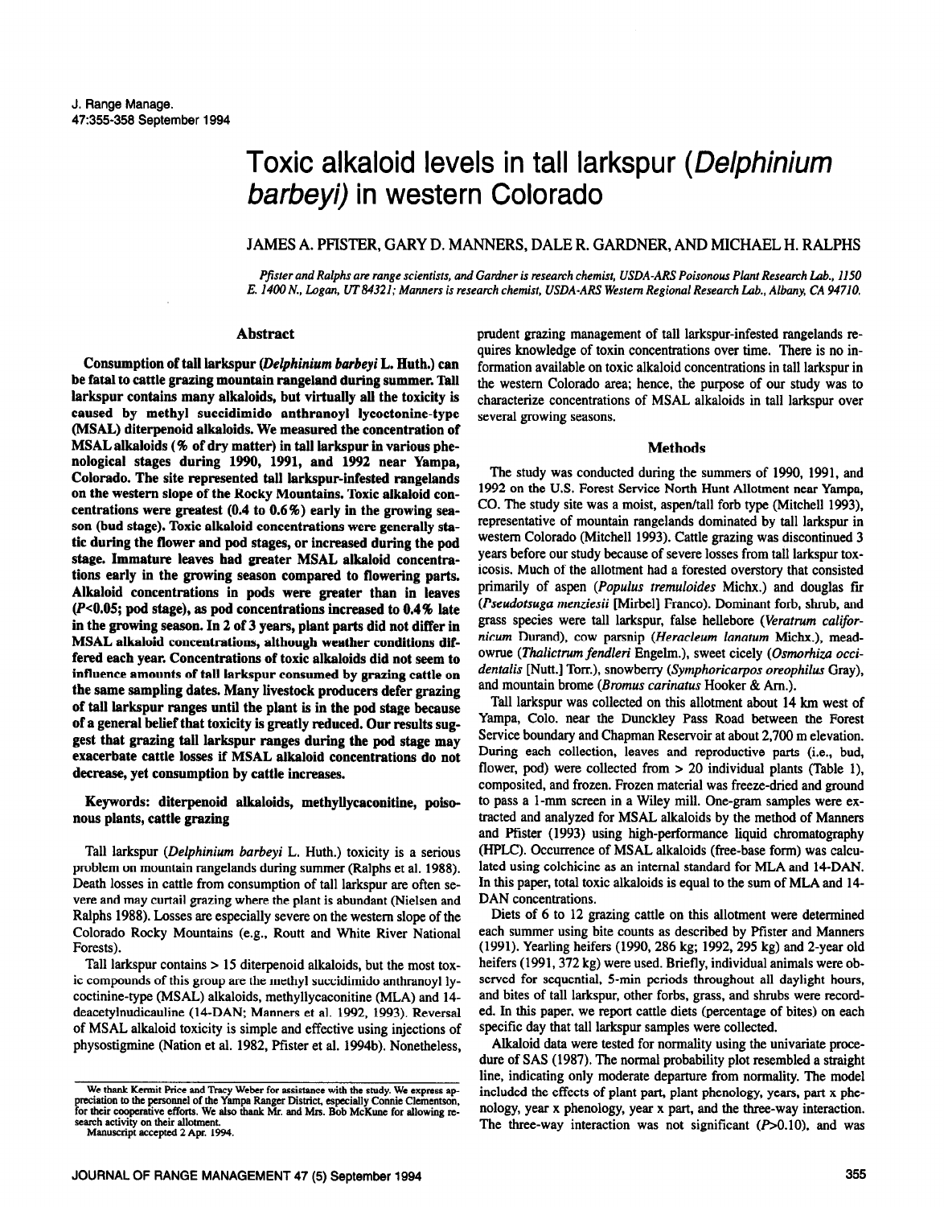# Toxic alkaloid levels in tall larkspur (*Delphinium barbeyi*) in western Colorado

JAMES A. PFISTER, GARY D. MANNERS, DALE R. GARDNER, AND MICHAEL H. RALPHS

*Pfister and Ralphs are range scientists, and Gardner is research chemist, USDA-ARS Poisonous Plant Research Lab., 1150 E. 1400 N., Logan, UT 84321; Manners is research chemist, USDA-ARS Western Regional Research Lab., Albany, CA 94710.*

## Abstract

**Consumption of tall larkspur (*Delphinium barbeyi* L. Huth.) can be fatal to cattle grazing mountain rangeland during summer. Tall larkspur contains many alkaloids, but virtually all the toxicity is caused by methyl succidimido anthranoyl lycoctonine-type (MSAL) diterpenoid alkaloids. We measured the concentration of MSAL alkaloids (% of dry matter) in tall larkspur in various phenological stages during 1990, 1991, and 1992 near Yampa, Colorado. The site represented tall larkspur-infested rangelands on the western slope of the Rocky Mountains. Toxic alkaloid concentrations were greatest (0.4 to 0.6%) early in the growing season (bud stage). Toxic alkaloid concentrations were generally static during the flower and pod stages, or increased during the pod stage. Immature leaves had greater MSAL alkaloid concentrations early in the growing season compared to flowering parts. Alkaloid concentrations in pods were greater than in leaves ($P<0.05$; pod stage), as pod concentrations increased to 0.4% late in the growing season. In 2 of 3 years, plant parts did not differ in MSAL alkaloid concentrations, although weather conditions differed each year. Concentrations of toxic alkaloids did not seem to influence amounts of tall larkspur consumed by grazing cattle on the same sampling dates. Many livestock producers defer grazing of tall larkspur ranges until the plant is in the pod stage because of a general belief that toxicity is greatly reduced. Our results suggest that grazing tall larkspur ranges during the pod stage may exacerbate cattle losses if MSAL alkaloid concentrations do not decrease, yet consumption by cattle increases.**

**Keywords: diterpenoid alkaloids, methyllycaconitine, poisonous plants, cattle grazing**

Tall larkspur (*Delphinium barbeyi* L. Huth.) toxicity is a serious problem on mountain rangelands during summer (Ralphs et al. 1988). Death losses in cattle from consumption of tall larkspur are often severe and may curtail grazing where the plant is abundant (Nielsen and Ralphs 1988). Losses are especially severe on the western slope of the Colorado Rocky Mountains (e.g., Routt and White River National Forests).

Tall larkspur contains > 15 diterpenoid alkaloids, but the most toxic compounds of this group are the methyl succidimido anthranoyl lycoctonine-type (MSAL) alkaloids, methyllycaconitine (MLA) and 14-deacetylnudicauline (14-DAN; Manners et al. 1992, 1993). Reversal of MSAL alkaloid toxicity is simple and effective using injections of physostigmine (Nation et al. 1982, Pfister et al. 1994b). Nonetheless, prudent grazing management of tall larkspur-infested rangelands requires knowledge of toxin concentrations over time. There is no information available on toxic alkaloid concentrations in tall larkspur in the western Colorado area; hence, the purpose of our study was to characterize concentrations of MSAL alkaloids in tall larkspur over several growing seasons.

## Methods

The study was conducted during the summers of 1990, 1991, and 1992 on the U.S. Forest Service North Hunt Allotment near Yampa, CO. The study site was a moist, aspen/tall forb type (Mitchell 1993), representative of mountain rangelands dominated by tall larkspur in western Colorado (Mitchell 1993). Cattle grazing was discontinued 3 years before our study because of severe losses from tall larkspur toxicosis. Much of the allotment had a forested overstory that consisted primarily of aspen (*Populus tremuloides* Michx.) and douglas fir (*Pseudotsuga menziesii* [Mirbel] Franco). Dominant forb, shrub, and grass species were tall larkspur, false hellebore (*Veratrum californicum* Durand), cow parsnip (*Heracleum lanatum* Michx.), meadowrue (*Thalictrum fendleri* Engelm.), sweet cicely (*Osmorhiza occidentalis* [Nutt.] Torr.), snowberry (*Symphoricarpos oreophilus* Gray), and mountain brome (*Bromus carinatus* Hooker & Arn.).

Tall larkspur was collected on this allotment about 14 km west of Yampa, Colo. near the Dunckley Pass Road between the Forest Service boundary and Chapman Reservoir at about 2,700 m elevation. During each collection, leaves and reproductive parts (i.e., bud, flower, pod) were collected from > 20 individual plants (Table 1), composited, and frozen. Frozen material was freeze-dried and ground to pass a 1-mm screen in a Wiley mill. One-gram samples were extracted and analyzed for MSAL alkaloids by the method of Manners and Pfister (1993) using high-performance liquid chromatography (HPLC). Occurrence of MSAL alkaloids (free-base form) was calculated using colchicine as an internal standard for MLA and 14-DAN. In this paper, total toxic alkaloids is equal to the sum of MLA and 14-DAN concentrations.

Diets of 6 to 12 grazing cattle on this allotment were determined each summer using bite counts as described by Pfister and Manners (1991). Yearling heifers (1990, 286 kg; 1992, 295 kg) and 2-year old heifers (1991, 372 kg) were used. Briefly, individual animals were observed for sequential, 5-min periods throughout all daylight hours, and bites of tall larkspur, other forbs, grass, and shrubs were recorded. In this paper, we report cattle diets (percentage of bites) on each specific day that tall larkspur samples were collected.

Alkaloid data were tested for normality using the univariate procedure of SAS (1987). The normal probability plot resembled a straight line, indicating only moderate departure from normality. The model included the effects of plant part, plant phenology, years, part x phenology, year x phenology, year x part, and the three-way interaction. The three-way interaction was not significant ($P>0.10$), and was

We thank Kermit Price and Tracy Weber for assistance with the study. We express appreciation to the personnel of the Yampa Ranger District, especially Connie Clementson, for their cooperative efforts. We also thank Mr. and Mrs. Bob McKune for allowing research activity on their allotment.

Manuscript accepted 2 Apr. 1994.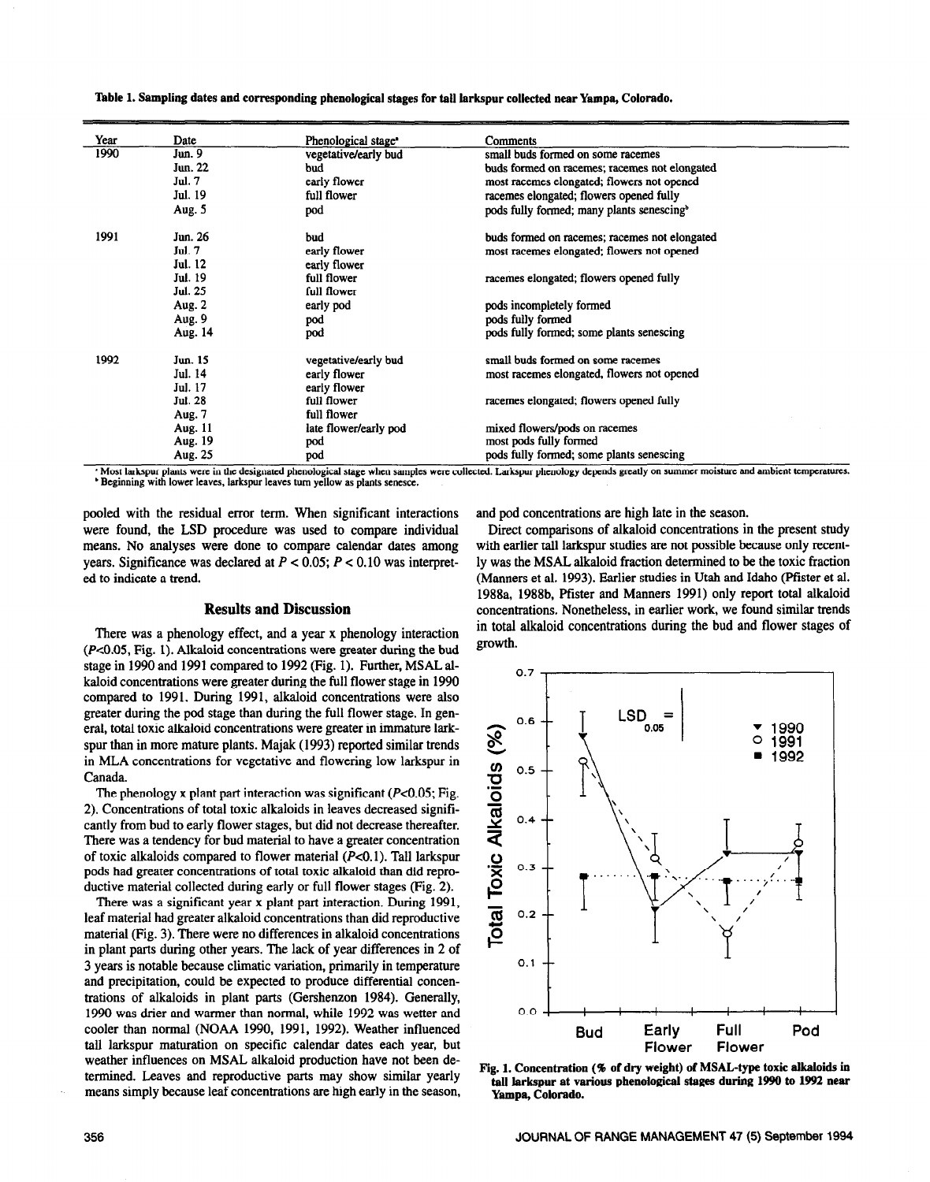**Table 1. Sampling dates and corresponding phenological stages for tall larkspur collected near Yampa, Colorado.**

| Year | Date | Phenological stage[a] | Comments |
|---|---|---|---|
| 1990 | Jun. 9 | vegetative/early bud | small buds formed on some racemes |
| | Jun. 22 | bud | buds formed on racemes; racemes not elongated |
| | Jul. 7 | early flower | most racemes elongated; flowers not opened |
| | Jul. 19 | full flower | racemes elongated; flowers opened fully |
| | Aug. 5 | pod | pods fully formed; many plants senescing[b] |
| 1991 | Jun. 26 | bud | buds formed on racemes; racemes not elongated |
| | Jul. 7 | early flower | most racemes elongated; flowers not opened |
| | Jul. 12 | early flower | |
| | Jul. 19 | full flower | racemes elongated; flowers opened fully |
| | Jul. 25 | full flower | |
| | Aug. 2 | early pod | pods incompletely formed |
| | Aug. 9 | pod | pods fully formed |
| | Aug. 14 | pod | pods fully formed; some plants senescing |
| 1992 | Jun. 15 | vegetative/early bud | small buds formed on some racemes |
| | Jul. 14 | early flower | most racemes elongated, flowers not opened |
| | Jul. 17 | early flower | |
| | Jul. 28 | full flower | racemes elongated; flowers opened fully |
| | Aug. 7 | full flower | |
| | Aug. 11 | late flower/early pod | mixed flowers/pods on racemes |
| | Aug. 19 | pod | most pods fully formed |
| | Aug. 25 | pod | pods fully formed; some plants senescing |

[a] Most larkspur plants were in the designated phenological stage when samples were collected. Larkspur phenology depends greatly on summer moisture and ambient temperatures.
[b] Beginning with lower leaves, larkspur leaves turn yellow as plants senesce.

pooled with the residual error term. When significant interactions were found, the LSD procedure was used to compare individual means. No analyses were done to compare calendar dates among years. Significance was declared at $P < 0.05$; $P < 0.10$ was interpreted to indicate a trend.

## Results and Discussion

There was a phenology effect, and a year x phenology interaction ($P<0.05$, Fig. 1). Alkaloid concentrations were greater during the bud stage in 1990 and 1991 compared to 1992 (Fig. 1). Further, MSAL alkaloid concentrations were greater during the full flower stage in 1990 compared to 1991. During 1991, alkaloid concentrations were also greater during the pod stage than during the full flower stage. In general, total toxic alkaloid concentrations were greater in immature larkspur than in more mature plants. Majak (1993) reported similar trends in MLA concentrations for vegetative and flowering low larkspur in Canada.

The phenology x plant part interaction was significant ($P<0.05$; Fig. 2). Concentrations of total toxic alkaloids in leaves decreased significantly from bud to early flower stages, but did not decrease thereafter. There was a tendency for bud material to have a greater concentration of toxic alkaloids compared to flower material ($P<0.1$). Tall larkspur pods had greater concentrations of total toxic alkaloid than did reproductive material collected during early or full flower stages (Fig. 2).

There was a significant year x plant part interaction. During 1991, leaf material had greater alkaloid concentrations than did reproductive material (Fig. 3). There were no differences in alkaloid concentrations in plant parts during other years. The lack of year differences in 2 of 3 years is notable because climatic variation, primarily in temperature and precipitation, could be expected to produce differential concentrations of alkaloids in plant parts (Gershenzon 1984). Generally, 1990 was drier and warmer than normal, while 1992 was wetter and cooler than normal (NOAA 1990, 1991, 1992). Weather influenced tall larkspur maturation on specific calendar dates each year, but weather influences on MSAL alkaloid production have not been determined. Leaves and reproductive parts may show similar yearly means simply because leaf concentrations are high early in the season, and pod concentrations are high late in the season.

Direct comparisons of alkaloid concentrations in the present study with earlier tall larkspur studies are not possible because only recently was the MSAL alkaloid fraction determined to be the toxic fraction (Manners et al. 1993). Earlier studies in Utah and Idaho (Pfister et al. 1988a, 1988b, Pfister and Manners 1991) only report total alkaloid concentrations. Nonetheless, in earlier work, we found similar trends in total alkaloid concentrations during the bud and flower stages of growth.

**Fig. 1. Concentration (% of dry weight) of MSAL-type toxic alkaloids in tall larkspur at various phenological stages during 1990 to 1992 near Yampa, Colorado.**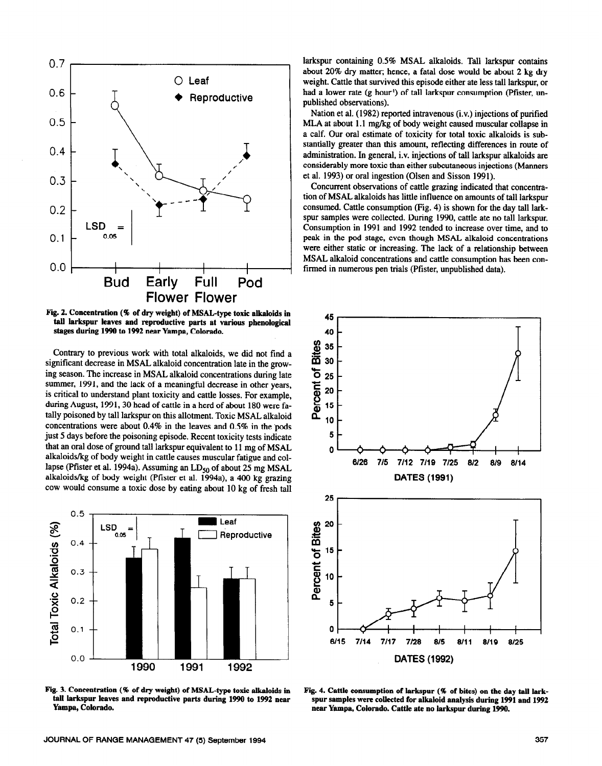Fig. 2. Concentration (% of dry weight) of MSAL-type toxic alkaloids in tall larkspur leaves and reproductive parts at various phenological stages during 1990 to 1992 near Yampa, Colorado.

Contrary to previous work with total alkaloids, we did not find a significant decrease in MSAL alkaloid concentration late in the growing season. The increase in MSAL alkaloid concentrations during late summer, 1991, and the lack of a meaningful decrease in other years, is critical to understand plant toxicity and cattle losses. For example, during August, 1991, 30 head of cattle in a herd of about 180 were fatally poisoned by tall larkspur on this allotment. Toxic MSAL alkaloid concentrations were about 0.4% in the leaves and 0.5% in the pods just 5 days before the poisoning episode. Recent toxicity tests indicate that an oral dose of ground tall larkspur equivalent to 11 mg of MSAL alkaloids/kg of body weight in cattle causes muscular fatigue and collapse (Pfister et al. 1994a). Assuming an $LD_{50}$ of about 25 mg MSAL alkaloids/kg of body weight (Pfister et al. 1994a), a 400 kg grazing cow would consume a toxic dose by eating about 10 kg of fresh tall larkspur containing 0.5% MSAL alkaloids. Tall larkspur contains about 20% dry matter; hence, a fatal dose would be about 2 kg dry weight. Cattle that survived this episode either ate less tall larkspur, or had a lower rate (g $hour^{-1}$) of tall larkspur consumption (Pfister, unpublished observations).

Nation et al. (1982) reported intravenous (i.v.) injections of purified MLA at about 1.1 mg/kg of body weight caused muscular collapse in a calf. Our oral estimate of toxicity for total toxic alkaloids is substantially greater than this amount, reflecting differences in route of administration. In general, i.v. injections of tall larkspur alkaloids are considerably more toxic than either subcutaneous injections (Manners et al. 1993) or oral ingestion (Olsen and Sisson 1991).

Concurrent observations of cattle grazing indicated that concentration of MSAL alkaloids has little influence on amounts of tall larkspur consumed. Cattle consumption (Fig. 4) is shown for the day tall larkspur samples were collected. During 1990, cattle ate no tall larkspur. Consumption in 1991 and 1992 tended to increase over time, and to peak in the pod stage, even though MSAL alkaloid concentrations were either static or increasing. The lack of a relationship between MSAL alkaloid concentrations and cattle consumption has been confirmed in numerous pen trials (Pfister, unpublished data).

Fig. 3. Concentration (% of dry weight) of MSAL-type toxic alkaloids in tall larkspur leaves and reproductive parts during 1990 to 1992 near Yampa, Colorado.

Fig. 4. Cattle consumption of larkspur (% of bites) on the day tall larkspur samples were collected for alkaloid analysis during 1991 and 1992 near Yampa, Colorado. Cattle ate no larkspur during 1990.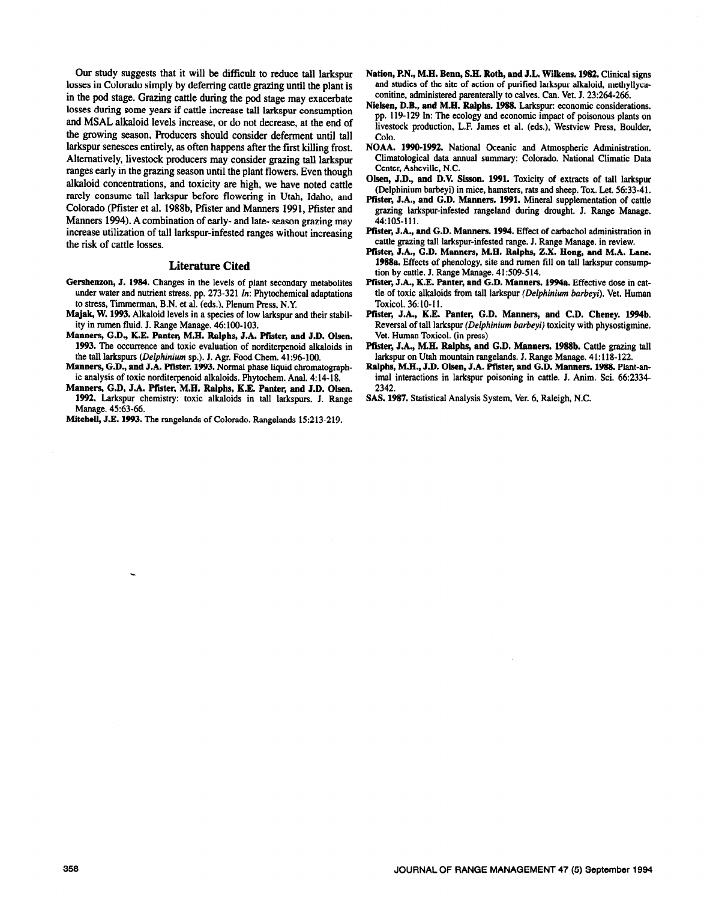Our study suggests that it will be difficult to reduce tall larkspur losses in Colorado simply by deferring cattle grazing until the plant is in the pod stage. Grazing cattle during the pod stage may exacerbate losses during some years if cattle increase tall larkspur consumption and MSAL alkaloid levels increase, or do not decrease, at the end of the growing season. Producers should consider deferment until tall larkspur senesces entirely, as often happens after the first killing frost. Alternatively, livestock producers may consider grazing tall larkspur ranges early in the grazing season until the plant flowers. Even though alkaloid concentrations, and toxicity are high, we have noted cattle rarely consume tall larkspur before flowering in Utah, Idaho, and Colorado (Pfister et al. 1988b, Pfister and Manners 1991, Pfister and Manners 1994). A combination of early- and late- season grazing may increase utilization of tall larkspur-infested ranges without increasing the risk of cattle losses.

## Literature Cited

**Gershenzon, J. 1984.** Changes in the levels of plant secondary metabolites under water and nutrient stress. pp. 273-321 *In*: Phytochemical adaptations to stress, Timmerman, B.N. et al. (eds.), Plenum Press, N.Y.

**Majak, W. 1993.** Alkaloid levels in a species of low larkspur and their stability in rumen fluid. J. Range Manage. 46:100-103.

**Manners, G.D., K.E. Panter, M.H. Ralphs, J.A. Pfister, and J.D. Olsen. 1993.** The occurrence and toxic evaluation of norditerpenoid alkaloids in the tall larkspurs (*Delphinium* sp.). J. Agr. Food Chem. 41:96-100.

**Manners, G.D., and J.A. Pfister. 1993.** Normal phase liquid chromatographic analysis of toxic norditerpenoid alkaloids. Phytochem. Anal. 4:14-18.

**Manners, G.D, J.A. Pfister, M.H. Ralphs, K.E. Panter, and J.D. Olsen. 1992.** Larkspur chemistry: toxic alkaloids in tall larkspurs. J. Range Manage. 45:63-66.

**Mitchell, J.E. 1993.** The rangelands of Colorado. Rangelands 15:213-219.

**Nation, P.N., M.H. Benn, S.H. Roth, and J.L. Wilkens. 1982.** Clinical signs and studies of the site of action of purified larkspur alkaloid, methyllycaconitine, administered parenterally to calves. Can. Vet. J. 23:264-266.

**Nielsen, D.B., and M.H. Ralphs. 1988.** Larkspur: economic considerations. pp. 119-129 In: The ecology and economic impact of poisonous plants on livestock production, L.F. James et al. (eds.), Westview Press, Boulder, Colo.

**NOAA. 1990-1992.** National Oceanic and Atmospheric Administration. Climatological data annual summary: Colorado. National Climatic Data Center, Asheville, N.C.

**Olsen, J.D., and D.V. Sisson. 1991.** Toxicity of extracts of tall larkspur (Delphinium barbeyi) in mice, hamsters, rats and sheep. Tox. Let. 56:33-41.

**Pfister, J.A., and G.D. Manners. 1991.** Mineral supplementation of cattle grazing larkspur-infested rangeland during drought. J. Range Manage. 44:105-111.

**Pfister, J.A., and G.D. Manners. 1994.** Effect of carbachol administration in cattle grazing tall larkspur-infested range. J. Range Manage. in review.

**Pfister, J.A., G.D. Manners, M.H. Ralphs, Z.X. Hong, and M.A. Lane. 1988a.** Effects of phenology, site and rumen fill on tall larkspur consumption by cattle. J. Range Manage. 41:509-514.

**Pfister, J.A., K.E. Panter, and G.D. Manners. 1994a.** Effective dose in cattle of toxic alkaloids from tall larkspur (*Delphinium barbeyi*). Vet. Human Toxicol. 36:10-11.

**Pfister, J.A., K.E. Panter, G.D. Manners, and C.D. Cheney. 1994b.** Reversal of tall larkspur (*Delphinium barbeyi*) toxicity with physostigmine. Vet. Human Toxicol. (in press)

**Pfister, J.A., M.H. Ralphs, and G.D. Manners. 1988b.** Cattle grazing tall larkspur on Utah mountain rangelands. J. Range Manage. 41:118-122.

**Ralphs, M.H., J.D. Olsen, J.A. Pfister, and G.D. Manners. 1988.** Plant-animal interactions in larkspur poisoning in cattle. J. Anim. Sci. 66:2334-2342.

**SAS. 1987.** Statistical Analysis System, Ver. 6, Raleigh, N.C.